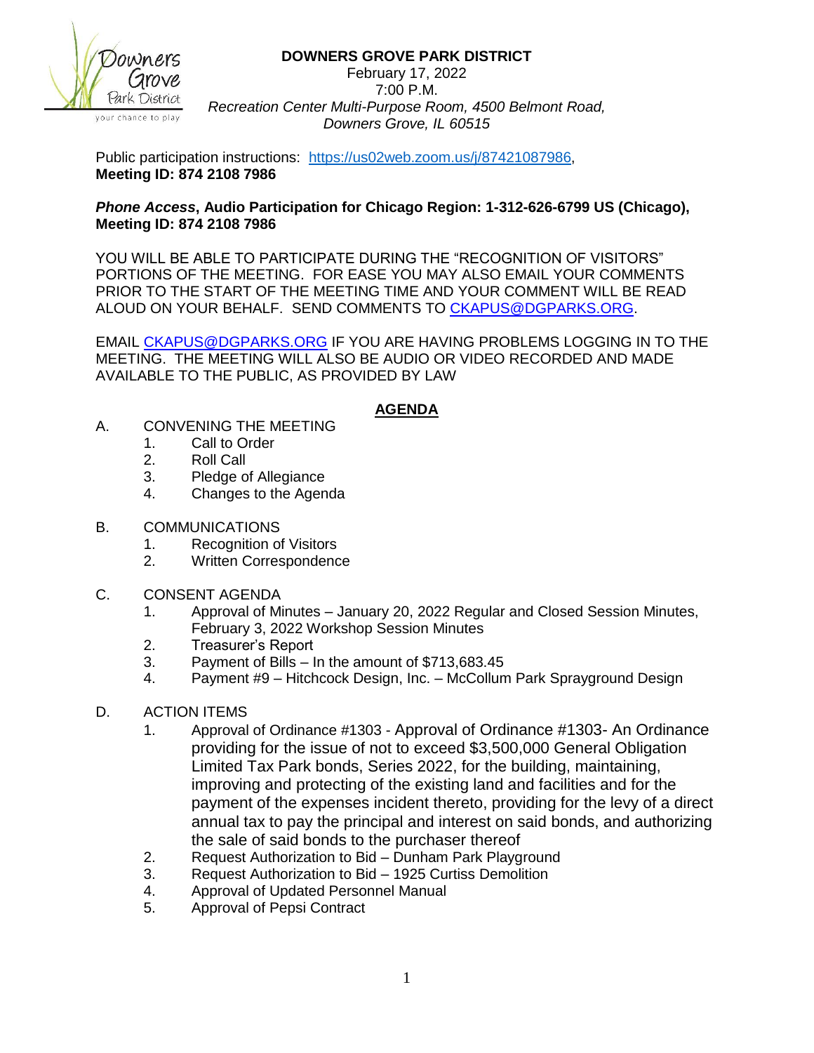# DOWNERS GROVE PARK DISTRICT

February 17, 2022
7:00 P.M.
*Recreation Center Multi-Purpose Room, 4500 Belmont Road, Downers Grove, IL 60515*

Public participation instructions: https://us02web.zoom.us/j/87421087986,
**Meeting ID: 874 2108 7986**

***Phone Access*, Audio Participation for Chicago Region: 1-312-626-6799 US (Chicago), Meeting ID: 874 2108 7986**

YOU WILL BE ABLE TO PARTICIPATE DURING THE "RECOGNITION OF VISITORS" PORTIONS OF THE MEETING. FOR EASE YOU MAY ALSO EMAIL YOUR COMMENTS PRIOR TO THE START OF THE MEETING TIME AND YOUR COMMENT WILL BE READ ALOUD ON YOUR BEHALF. SEND COMMENTS TO CKAPUS@DGPARKS.ORG.

EMAIL CKAPUS@DGPARKS.ORG IF YOU ARE HAVING PROBLEMS LOGGING IN TO THE MEETING. THE MEETING WILL ALSO BE AUDIO OR VIDEO RECORDED AND MADE AVAILABLE TO THE PUBLIC, AS PROVIDED BY LAW

## AGENDA

A. CONVENING THE MEETING
1. Call to Order
2. Roll Call
3. Pledge of Allegiance
4. Changes to the Agenda

B. COMMUNICATIONS
1. Recognition of Visitors
2. Written Correspondence

C. CONSENT AGENDA
1. Approval of Minutes – January 20, 2022 Regular and Closed Session Minutes, February 3, 2022 Workshop Session Minutes
2. Treasurer's Report
3. Payment of Bills – In the amount of $713,683.45
4. Payment #9 – Hitchcock Design, Inc. – McCollum Park Sprayground Design

D. ACTION ITEMS
1. Approval of Ordinance #1303 - Approval of Ordinance #1303- An Ordinance providing for the issue of not to exceed $3,500,000 General Obligation Limited Tax Park bonds, Series 2022, for the building, maintaining, improving and protecting of the existing land and facilities and for the payment of the expenses incident thereto, providing for the levy of a direct annual tax to pay the principal and interest on said bonds, and authorizing the sale of said bonds to the purchaser thereof
2. Request Authorization to Bid – Dunham Park Playground
3. Request Authorization to Bid – 1925 Curtiss Demolition
4. Approval of Updated Personnel Manual
5. Approval of Pepsi Contract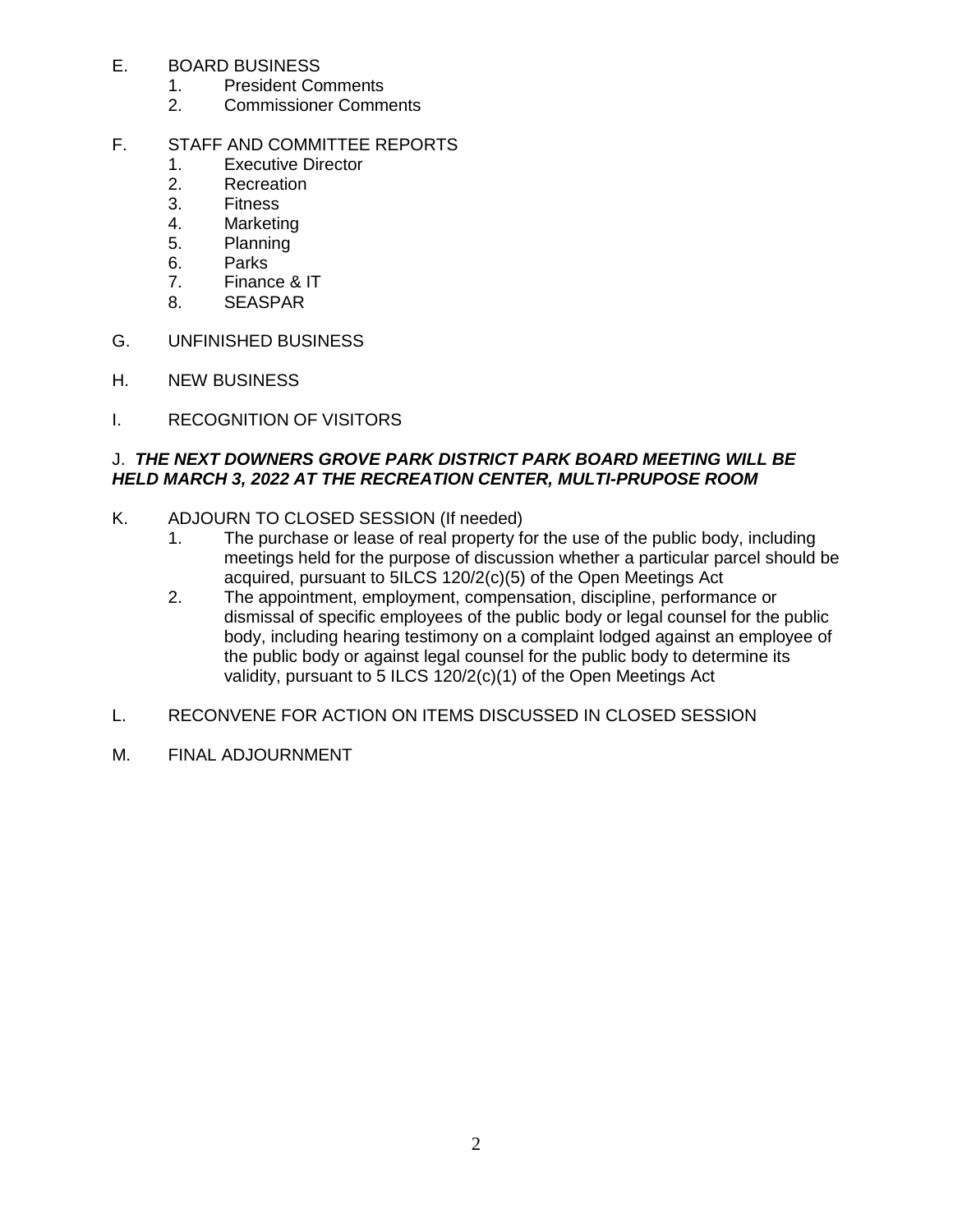E. BOARD BUSINESS
   1. President Comments
   2. Commissioner Comments

F. STAFF AND COMMITTEE REPORTS
   1. Executive Director
   2. Recreation
   3. Fitness
   4. Marketing
   5. Planning
   6. Parks
   7. Finance & IT
   8. SEASPAR

G. UNFINISHED BUSINESS

H. NEW BUSINESS

I. RECOGNITION OF VISITORS

J. ***THE NEXT DOWNERS GROVE PARK DISTRICT PARK BOARD MEETING WILL BE HELD MARCH 3, 2022 AT THE RECREATION CENTER, MULTI-PRUPOSE ROOM***

K. ADJOURN TO CLOSED SESSION (If needed)
   1. The purchase or lease of real property for the use of the public body, including meetings held for the purpose of discussion whether a particular parcel should be acquired, pursuant to 5ILCS 120/2(c)(5) of the Open Meetings Act
   2. The appointment, employment, compensation, discipline, performance or dismissal of specific employees of the public body or legal counsel for the public body, including hearing testimony on a complaint lodged against an employee of the public body or against legal counsel for the public body to determine its validity, pursuant to 5 ILCS 120/2(c)(1) of the Open Meetings Act

L. RECONVENE FOR ACTION ON ITEMS DISCUSSED IN CLOSED SESSION

M. FINAL ADJOURNMENT